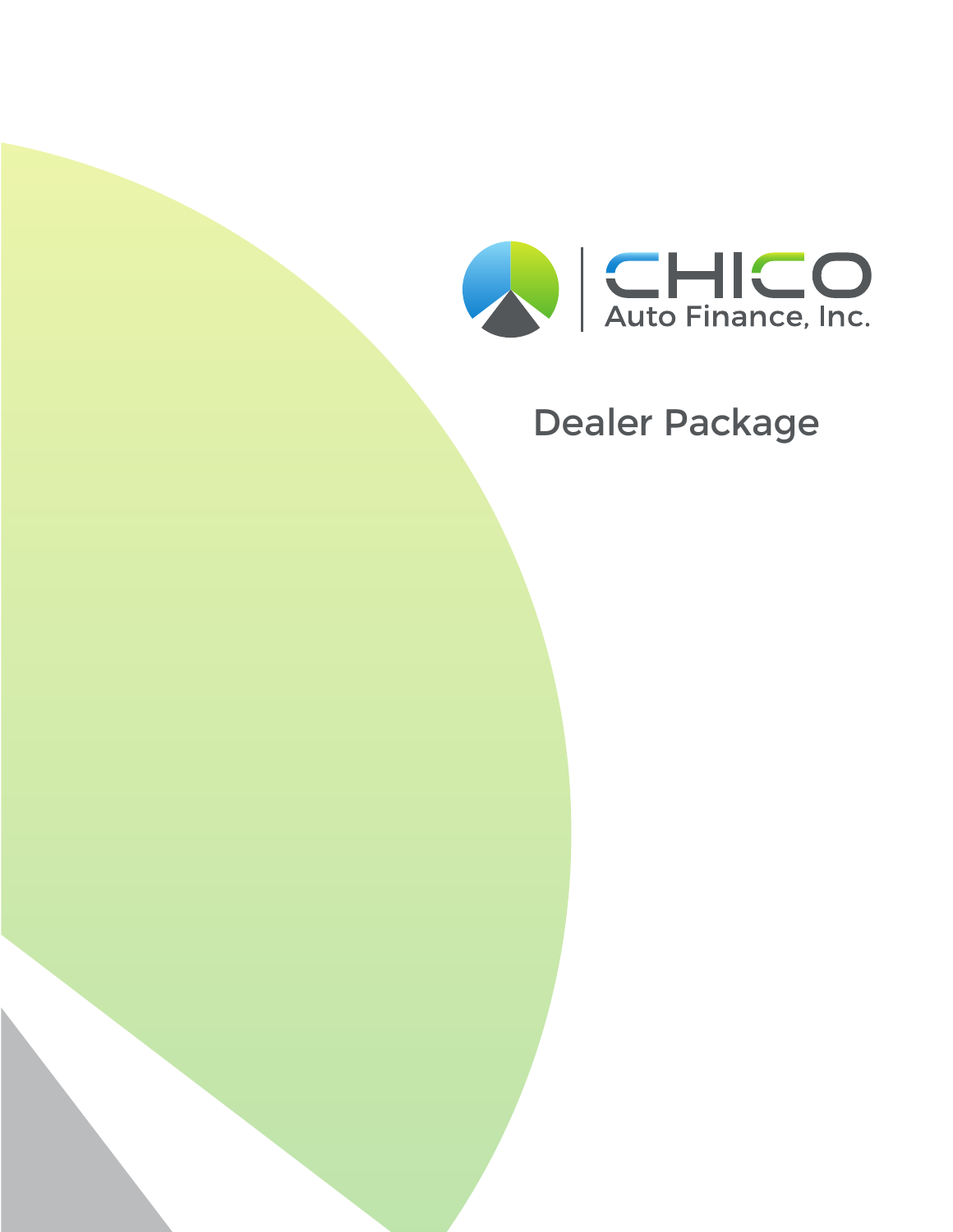# CHICO Auto Finance, Inc.

## Dealer Package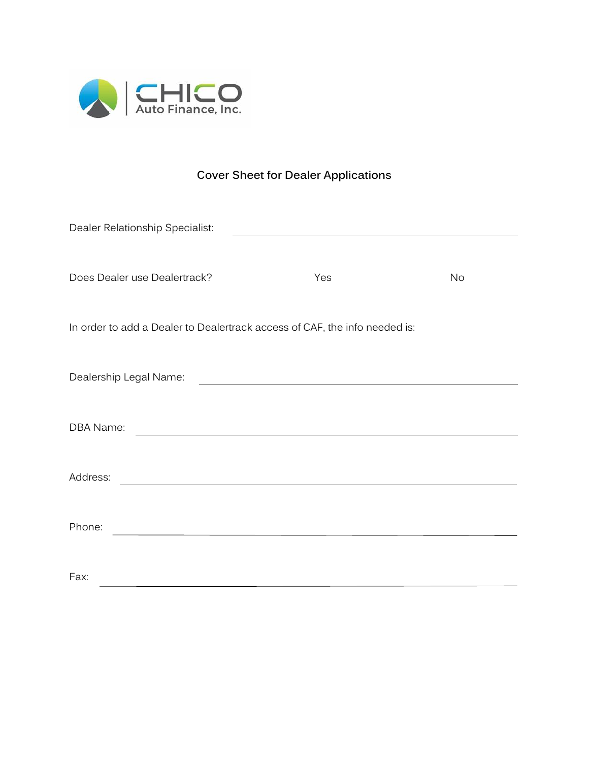CHICO Auto Finance, Inc.

## Cover Sheet for Dealer Applications

Dealer Relationship Specialist: ______________________________

Does Dealer use Dealertrack? Yes No

In order to add a Dealer to Dealertrack access of CAF, the info needed is:

Dealership Legal Name: ______________________________

DBA Name: ______________________________

Address: ______________________________

Phone: ______________________________

Fax: ______________________________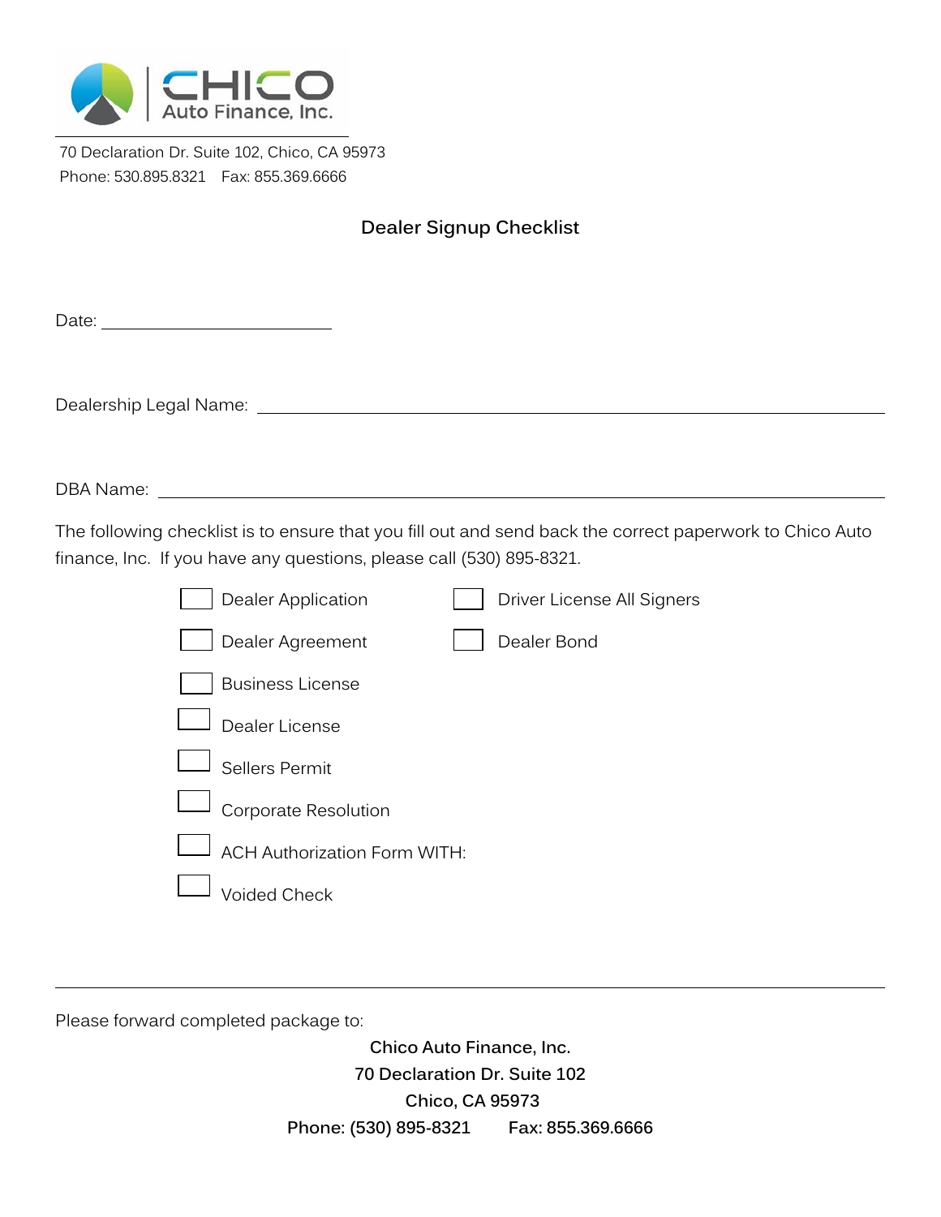**CHICO Auto Finance, Inc.**

70 Declaration Dr. Suite 102, Chico, CA 95973
Phone: 530.895.8321    Fax: 855.369.6666

## Dealer Signup Checklist

Date: ______________________

Dealership Legal Name: ______________________________________________

DBA Name: ______________________________________________

The following checklist is to ensure that you fill out and send back the correct paperwork to Chico Auto finance, Inc.  If you have any questions, please call (530) 895-8321.

- [ ] Dealer Application
- [ ] Dealer Agreement
- [ ] Business License
- [ ] Dealer License
- [ ] Sellers Permit
- [ ] Corporate Resolution
- [ ] ACH Authorization Form WITH:
- [ ] Voided Check
- [ ] Driver License All Signers
- [ ] Dealer Bond

---

Please forward completed package to:

**Chico Auto Finance, Inc.**
**70 Declaration Dr. Suite 102**
**Chico, CA 95973**
**Phone: (530) 895-8321    Fax: 855.369.6666**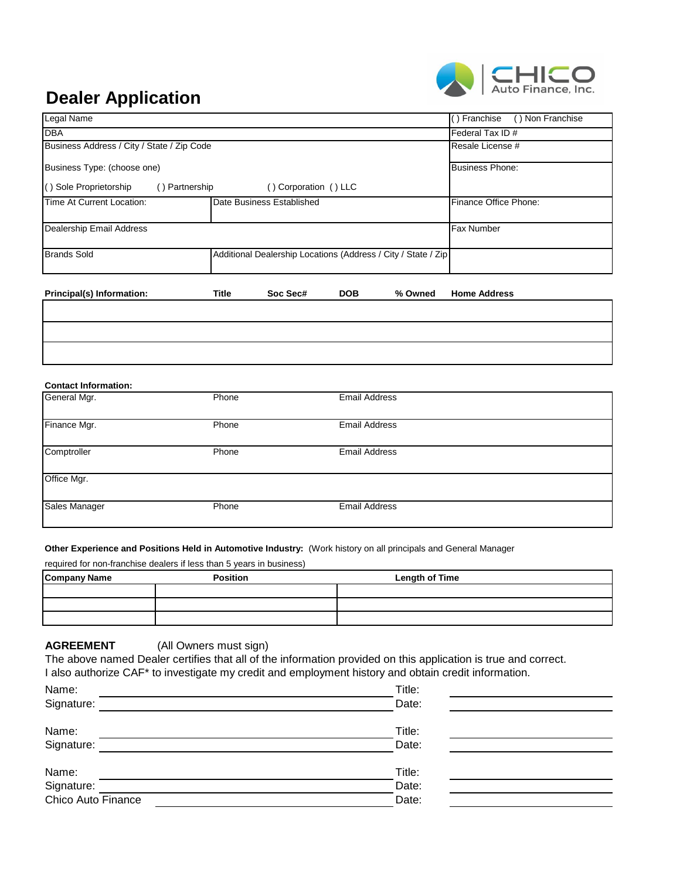# Dealer Application

CHICO Auto Finance, Inc.

| Legal Name | | ( ) Franchise ( ) Non Franchise |
|---|---|---|
| DBA | | Federal Tax ID # |
| Business Address / City / State / Zip Code | | Resale License # |
| Business Type: (choose one)<br>( ) Sole Proprietorship ( ) Partnership ( ) Corporation ( ) LLC | | Business Phone: |
| Time At Current Location: | Date Business Established | Finance Office Phone: |
| Dealership Email Address | | Fax Number |
| Brands Sold | Additional Dealership Locations (Address / City / State / Zip | |

| Principal(s) Information: | Title | Soc Sec# | DOB | % Owned | Home Address |
|---|---|---|---|---|---|
| | | | | | |
| | | | | | |
| | | | | | |

**Contact Information:**

| | | |
|---|---|---|
| General Mgr. | Phone | Email Address |
| Finance Mgr. | Phone | Email Address |
| Comptroller | Phone | Email Address |
| Office Mgr. | | |
| Sales Manager | Phone | Email Address |

**Other Experience and Positions Held in Automotive Industry:** (Work history on all principals and General Manager required for non-franchise dealers if less than 5 years in business)

| Company Name | Position | Length of Time |
|---|---|---|
| | | |
| | | |
| | | |

**AGREEMENT** (All Owners must sign)

The above named Dealer certifies that all of the information provided on this application is true and correct.
I also authorize CAF* to investigate my credit and employment history and obtain credit information.

Name: ______________________________ Title: ______________
Signature: ______________________________ Date: ______________

Name: ______________________________ Title: ______________
Signature: ______________________________ Date: ______________

Name: ______________________________ Title: ______________
Signature: ______________________________ Date: ______________
Chico Auto Finance ______________________________ Date: ______________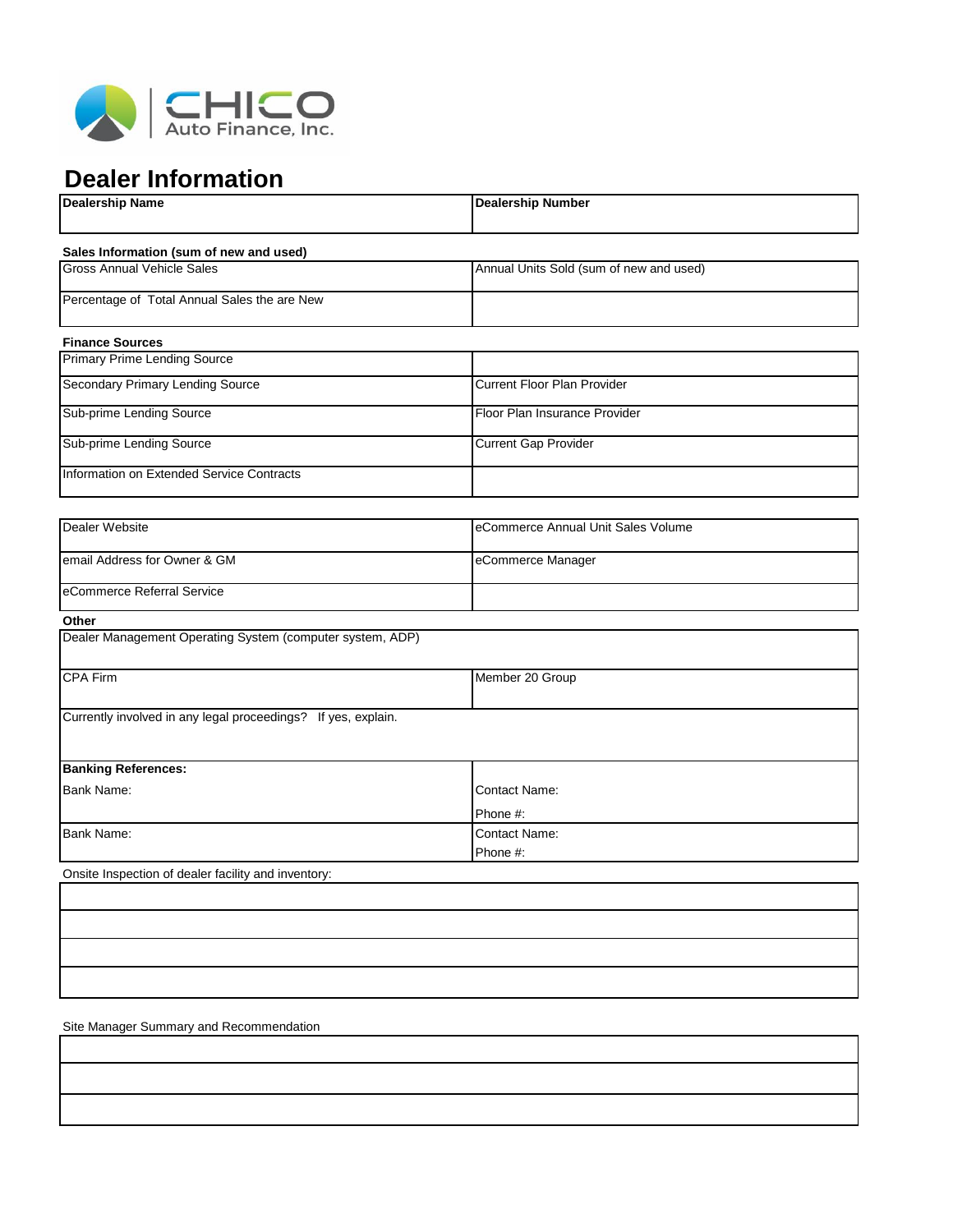CHICO Auto Finance, Inc.

# Dealer Information

| Dealership Name | Dealership Number |
|---|---|

**Sales Information (sum of new and used)**

| Gross Annual Vehicle Sales | Annual Units Sold (sum of new and used) |
|---|---|
| Percentage of Total Annual Sales the are New | |

**Finance Sources**

| Primary Prime Lending Source | |
|---|---|
| Secondary Primary Lending Source | Current Floor Plan Provider |
| Sub-prime Lending Source | Floor Plan Insurance Provider |
| Sub-prime Lending Source | Current Gap Provider |
| Information on Extended Service Contracts | |

| Dealer Website | eCommerce Annual Unit Sales Volume |
|---|---|
| email Address for Owner & GM | eCommerce Manager |
| eCommerce Referral Service | |

**Other**

| Dealer Management Operating System (computer system, ADP) | |
|---|---|
| CPA Firm | Member 20 Group |
| Currently involved in any legal proceedings? If yes, explain. | |
| **Banking References:** | |
| Bank Name: | Contact Name:<br>Phone #: |
| Bank Name: | Contact Name:<br>Phone #: |

Onsite Inspection of dealer facility and inventory:

| |
|---|
| |
| |
| |
| |

Site Manager Summary and Recommendation

| |
|---|
| |
| |
| |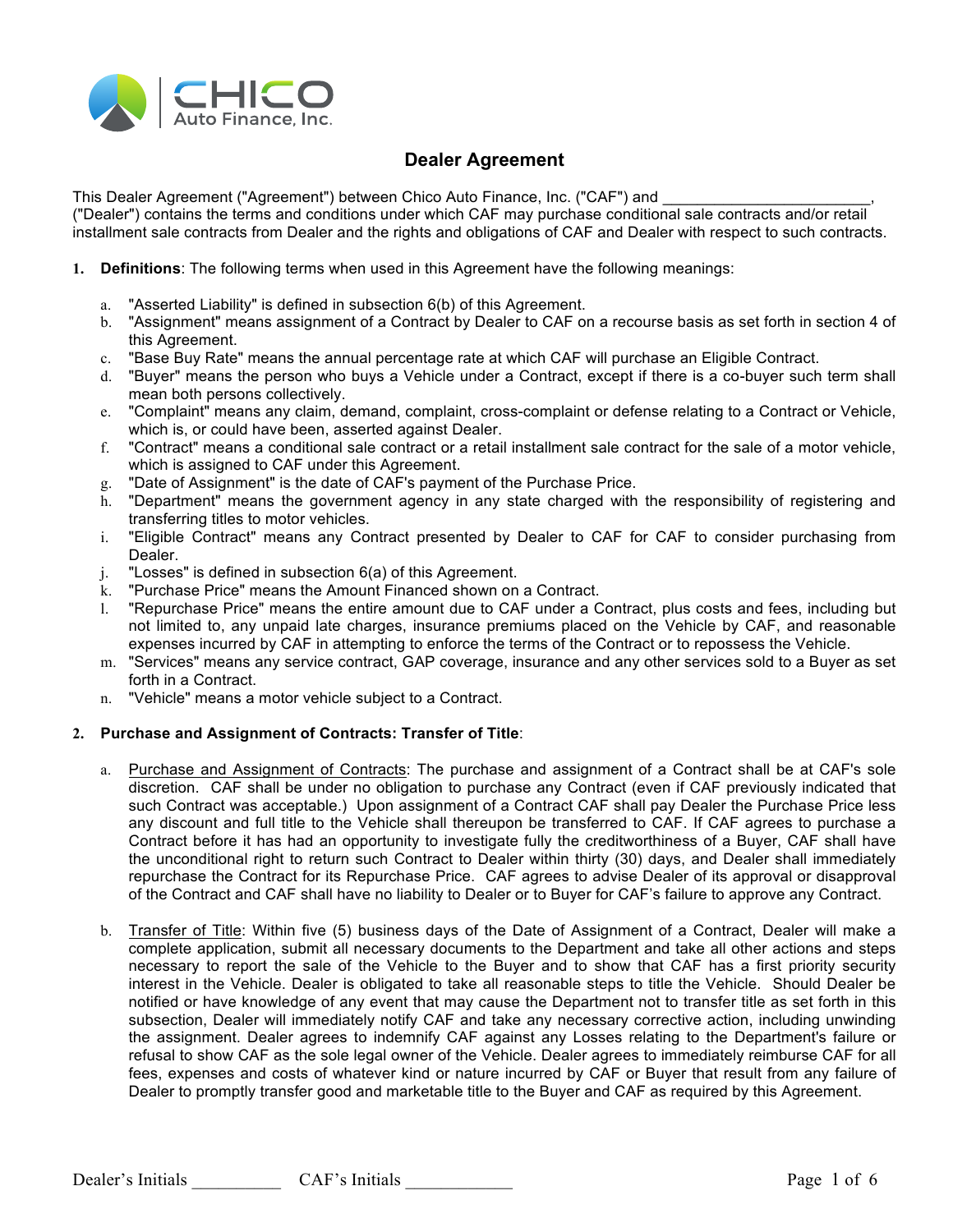# Dealer Agreement

This Dealer Agreement ("Agreement") between Chico Auto Finance, Inc. ("CAF") and ________________________, ("Dealer") contains the terms and conditions under which CAF may purchase conditional sale contracts and/or retail installment sale contracts from Dealer and the rights and obligations of CAF and Dealer with respect to such contracts.

1. **Definitions**: The following terms when used in this Agreement have the following meanings:

   a. "Asserted Liability" is defined in subsection 6(b) of this Agreement.
   b. "Assignment" means assignment of a Contract by Dealer to CAF on a recourse basis as set forth in section 4 of this Agreement.
   c. "Base Buy Rate" means the annual percentage rate at which CAF will purchase an Eligible Contract.
   d. "Buyer" means the person who buys a Vehicle under a Contract, except if there is a co-buyer such term shall mean both persons collectively.
   e. "Complaint" means any claim, demand, complaint, cross-complaint or defense relating to a Contract or Vehicle, which is, or could have been, asserted against Dealer.
   f. "Contract" means a conditional sale contract or a retail installment sale contract for the sale of a motor vehicle, which is assigned to CAF under this Agreement.
   g. "Date of Assignment" is the date of CAF's payment of the Purchase Price.
   h. "Department" means the government agency in any state charged with the responsibility of registering and transferring titles to motor vehicles.
   i. "Eligible Contract" means any Contract presented by Dealer to CAF for CAF to consider purchasing from Dealer.
   j. "Losses" is defined in subsection 6(a) of this Agreement.
   k. "Purchase Price" means the Amount Financed shown on a Contract.
   l. "Repurchase Price" means the entire amount due to CAF under a Contract, plus costs and fees, including but not limited to, any unpaid late charges, insurance premiums placed on the Vehicle by CAF, and reasonable expenses incurred by CAF in attempting to enforce the terms of the Contract or to repossess the Vehicle.
   m. "Services" means any service contract, GAP coverage, insurance and any other services sold to a Buyer as set forth in a Contract.
   n. "Vehicle" means a motor vehicle subject to a Contract.

2. **Purchase and Assignment of Contracts: Transfer of Title**:

   a. Purchase and Assignment of Contracts: The purchase and assignment of a Contract shall be at CAF's sole discretion. CAF shall be under no obligation to purchase any Contract (even if CAF previously indicated that such Contract was acceptable.) Upon assignment of a Contract CAF shall pay Dealer the Purchase Price less any discount and full title to the Vehicle shall thereupon be transferred to CAF. If CAF agrees to purchase a Contract before it has had an opportunity to investigate fully the creditworthiness of a Buyer, CAF shall have the unconditional right to return such Contract to Dealer within thirty (30) days, and Dealer shall immediately repurchase the Contract for its Repurchase Price. CAF agrees to advise Dealer of its approval or disapproval of the Contract and CAF shall have no liability to Dealer or to Buyer for CAF's failure to approve any Contract.

   b. Transfer of Title: Within five (5) business days of the Date of Assignment of a Contract, Dealer will make a complete application, submit all necessary documents to the Department and take all other actions and steps necessary to report the sale of the Vehicle to the Buyer and to show that CAF has a first priority security interest in the Vehicle. Dealer is obligated to take all reasonable steps to title the Vehicle. Should Dealer be notified or have knowledge of any event that may cause the Department not to transfer title as set forth in this subsection, Dealer will immediately notify CAF and take any necessary corrective action, including unwinding the assignment. Dealer agrees to indemnify CAF against any Losses relating to the Department's failure or refusal to show CAF as the sole legal owner of the Vehicle. Dealer agrees to immediately reimburse CAF for all fees, expenses and costs of whatever kind or nature incurred by CAF or Buyer that result from any failure of Dealer to promptly transfer good and marketable title to the Buyer and CAF as required by this Agreement.

Dealer's Initials __________ CAF's Initials ____________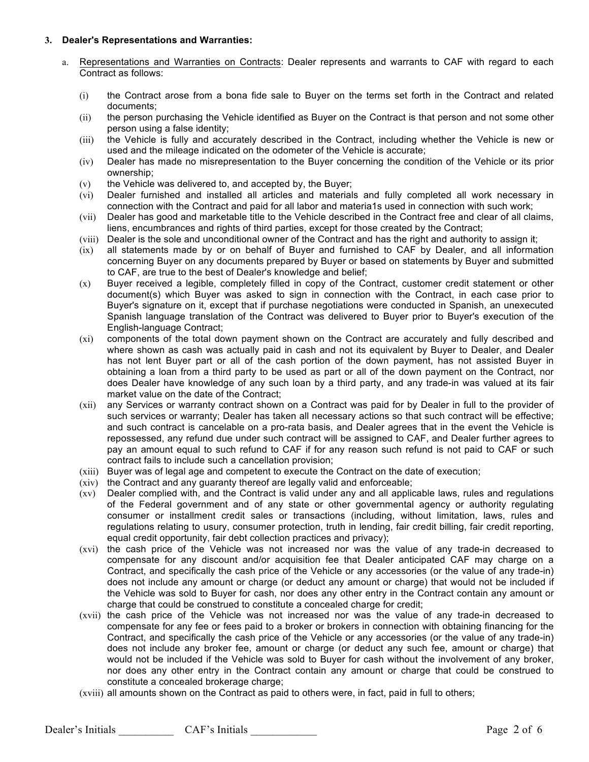**3. Dealer's Representations and Warranties:**

a. Representations and Warranties on Contracts: Dealer represents and warrants to CAF with regard to each Contract as follows:

(i) the Contract arose from a bona fide sale to Buyer on the terms set forth in the Contract and related documents;

(ii) the person purchasing the Vehicle identified as Buyer on the Contract is that person and not some other person using a false identity;

(iii) the Vehicle is fully and accurately described in the Contract, including whether the Vehicle is new or used and the mileage indicated on the odometer of the Vehicle is accurate;

(iv) Dealer has made no misrepresentation to the Buyer concerning the condition of the Vehicle or its prior ownership;

(v) the Vehicle was delivered to, and accepted by, the Buyer;

(vi) Dealer furnished and installed all articles and materials and fully completed all work necessary in connection with the Contract and paid for all labor and materia1s used in connection with such work;

(vii) Dealer has good and marketable title to the Vehicle described in the Contract free and clear of all claims, liens, encumbrances and rights of third parties, except for those created by the Contract;

(viii) Dealer is the sole and unconditional owner of the Contract and has the right and authority to assign it;

(ix) all statements made by or on behalf of Buyer and furnished to CAF by Dealer, and all information concerning Buyer on any documents prepared by Buyer or based on statements by Buyer and submitted to CAF, are true to the best of Dealer's knowledge and belief;

(x) Buyer received a legible, completely filled in copy of the Contract, customer credit statement or other document(s) which Buyer was asked to sign in connection with the Contract, in each case prior to Buyer's signature on it, except that if purchase negotiations were conducted in Spanish, an unexecuted Spanish language translation of the Contract was delivered to Buyer prior to Buyer's execution of the English-language Contract;

(xi) components of the total down payment shown on the Contract are accurately and fully described and where shown as cash was actually paid in cash and not its equivalent by Buyer to Dealer, and Dealer has not lent Buyer part or all of the cash portion of the down payment, has not assisted Buyer in obtaining a loan from a third party to be used as part or all of the down payment on the Contract, nor does Dealer have knowledge of any such loan by a third party, and any trade-in was valued at its fair market value on the date of the Contract;

(xii) any Services or warranty contract shown on a Contract was paid for by Dealer in full to the provider of such services or warranty; Dealer has taken all necessary actions so that such contract will be effective; and such contract is cancelable on a pro-rata basis, and Dealer agrees that in the event the Vehicle is repossessed, any refund due under such contract will be assigned to CAF, and Dealer further agrees to pay an amount equal to such refund to CAF if for any reason such refund is not paid to CAF or such contract fails to include such a cancellation provision;

(xiii) Buyer was of legal age and competent to execute the Contract on the date of execution;

(xiv) the Contract and any guaranty thereof are legally valid and enforceable;

(xv) Dealer complied with, and the Contract is valid under any and all applicable laws, rules and regulations of the Federal government and of any state or other governmental agency or authority regulating consumer or installment credit sales or transactions (including, without limitation, laws, rules and regulations relating to usury, consumer protection, truth in lending, fair credit billing, fair credit reporting, equal credit opportunity, fair debt collection practices and privacy);

(xvi) the cash price of the Vehicle was not increased nor was the value of any trade-in decreased to compensate for any discount and/or acquisition fee that Dealer anticipated CAF may charge on a Contract, and specifically the cash price of the Vehicle or any accessories (or the value of any trade-in) does not include any amount or charge (or deduct any amount or charge) that would not be included if the Vehicle was sold to Buyer for cash, nor does any other entry in the Contract contain any amount or charge that could be construed to constitute a concealed charge for credit;

(xvii) the cash price of the Vehicle was not increased nor was the value of any trade-in decreased to compensate for any fee or fees paid to a broker or brokers in connection with obtaining financing for the Contract, and specifically the cash price of the Vehicle or any accessories (or the value of any trade-in) does not include any broker fee, amount or charge (or deduct any such fee, amount or charge) that would not be included if the Vehicle was sold to Buyer for cash without the involvement of any broker, nor does any other entry in the Contract contain any amount or charge that could be construed to constitute a concealed brokerage charge;

(xviii) all amounts shown on the Contract as paid to others were, in fact, paid in full to others;

Dealer's Initials __________ CAF's Initials ____________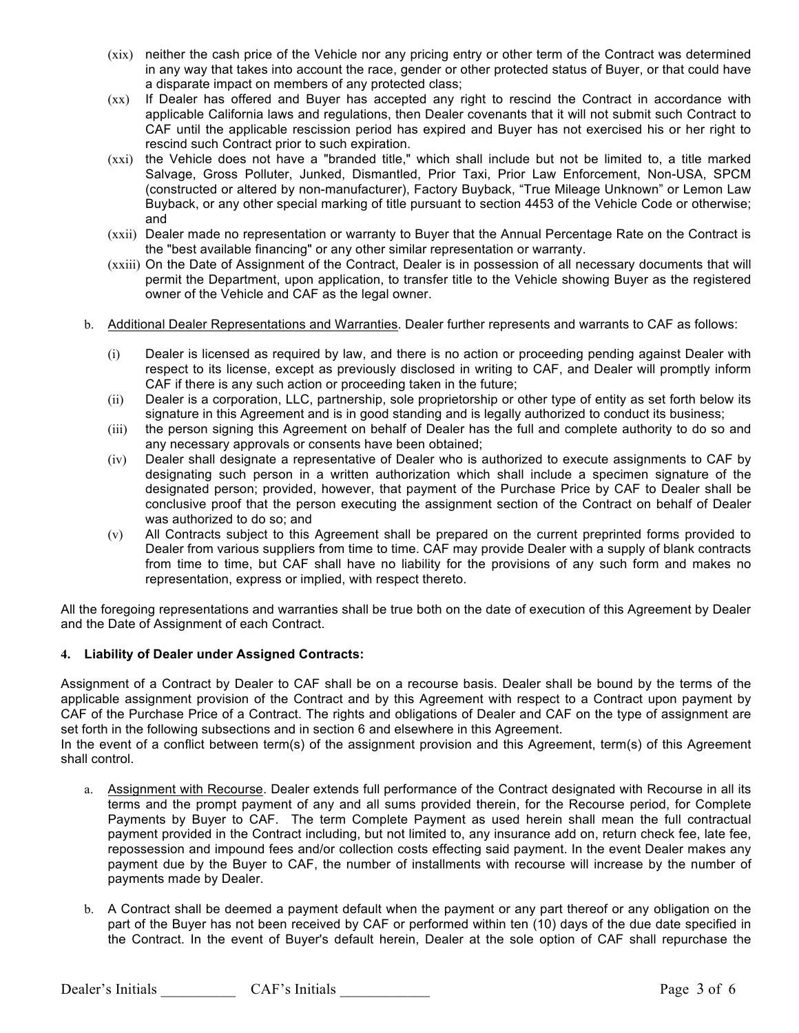(xix) neither the cash price of the Vehicle nor any pricing entry or other term of the Contract was determined in any way that takes into account the race, gender or other protected status of Buyer, or that could have a disparate impact on members of any protected class;

(xx) If Dealer has offered and Buyer has accepted any right to rescind the Contract in accordance with applicable California laws and regulations, then Dealer covenants that it will not submit such Contract to CAF until the applicable rescission period has expired and Buyer has not exercised his or her right to rescind such Contract prior to such expiration.

(xxi) the Vehicle does not have a "branded title," which shall include but not be limited to, a title marked Salvage, Gross Polluter, Junked, Dismantled, Prior Taxi, Prior Law Enforcement, Non-USA, SPCM (constructed or altered by non-manufacturer), Factory Buyback, "True Mileage Unknown" or Lemon Law Buyback, or any other special marking of title pursuant to section 4453 of the Vehicle Code or otherwise; and

(xxii) Dealer made no representation or warranty to Buyer that the Annual Percentage Rate on the Contract is the "best available financing" or any other similar representation or warranty.

(xxiii) On the Date of Assignment of the Contract, Dealer is in possession of all necessary documents that will permit the Department, upon application, to transfer title to the Vehicle showing Buyer as the registered owner of the Vehicle and CAF as the legal owner.

b. Additional Dealer Representations and Warranties. Dealer further represents and warrants to CAF as follows:

(i) Dealer is licensed as required by law, and there is no action or proceeding pending against Dealer with respect to its license, except as previously disclosed in writing to CAF, and Dealer will promptly inform CAF if there is any such action or proceeding taken in the future;

(ii) Dealer is a corporation, LLC, partnership, sole proprietorship or other type of entity as set forth below its signature in this Agreement and is in good standing and is legally authorized to conduct its business;

(iii) the person signing this Agreement on behalf of Dealer has the full and complete authority to do so and any necessary approvals or consents have been obtained;

(iv) Dealer shall designate a representative of Dealer who is authorized to execute assignments to CAF by designating such person in a written authorization which shall include a specimen signature of the designated person; provided, however, that payment of the Purchase Price by CAF to Dealer shall be conclusive proof that the person executing the assignment section of the Contract on behalf of Dealer was authorized to do so; and

(v) All Contracts subject to this Agreement shall be prepared on the current preprinted forms provided to Dealer from various suppliers from time to time. CAF may provide Dealer with a supply of blank contracts from time to time, but CAF shall have no liability for the provisions of any such form and makes no representation, express or implied, with respect thereto.

All the foregoing representations and warranties shall be true both on the date of execution of this Agreement by Dealer and the Date of Assignment of each Contract.

**4. Liability of Dealer under Assigned Contracts:**

Assignment of a Contract by Dealer to CAF shall be on a recourse basis. Dealer shall be bound by the terms of the applicable assignment provision of the Contract and by this Agreement with respect to a Contract upon payment by CAF of the Purchase Price of a Contract. The rights and obligations of Dealer and CAF on the type of assignment are set forth in the following subsections and in section 6 and elsewhere in this Agreement.
In the event of a conflict between term(s) of the assignment provision and this Agreement, term(s) of this Agreement shall control.

a. Assignment with Recourse. Dealer extends full performance of the Contract designated with Recourse in all its terms and the prompt payment of any and all sums provided therein, for the Recourse period, for Complete Payments by Buyer to CAF. The term Complete Payment as used herein shall mean the full contractual payment provided in the Contract including, but not limited to, any insurance add on, return check fee, late fee, repossession and impound fees and/or collection costs effecting said payment. In the event Dealer makes any payment due by the Buyer to CAF, the number of installments with recourse will increase by the number of payments made by Dealer.

b. A Contract shall be deemed a payment default when the payment or any part thereof or any obligation on the part of the Buyer has not been received by CAF or performed within ten (10) days of the due date specified in the Contract. In the event of Buyer's default herein, Dealer at the sole option of CAF shall repurchase the

Dealer's Initials __________ CAF's Initials ____________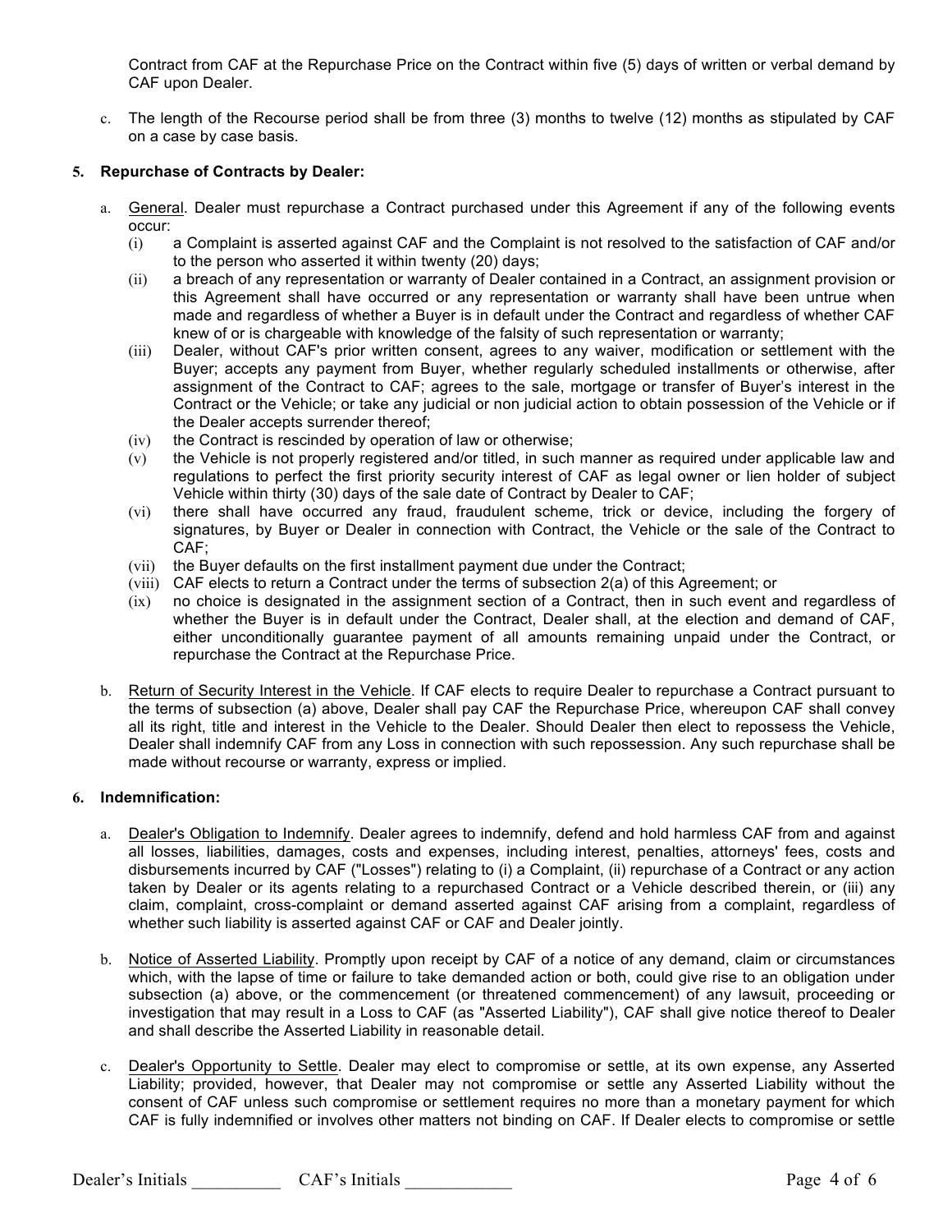Contract from CAF at the Repurchase Price on the Contract within five (5) days of written or verbal demand by CAF upon Dealer.

c. The length of the Recourse period shall be from three (3) months to twelve (12) months as stipulated by CAF on a case by case basis.

**5. Repurchase of Contracts by Dealer:**

a. General. Dealer must repurchase a Contract purchased under this Agreement if any of the following events occur:

(i) a Complaint is asserted against CAF and the Complaint is not resolved to the satisfaction of CAF and/or to the person who asserted it within twenty (20) days;

(ii) a breach of any representation or warranty of Dealer contained in a Contract, an assignment provision or this Agreement shall have occurred or any representation or warranty shall have been untrue when made and regardless of whether a Buyer is in default under the Contract and regardless of whether CAF knew of or is chargeable with knowledge of the falsity of such representation or warranty;

(iii) Dealer, without CAF's prior written consent, agrees to any waiver, modification or settlement with the Buyer; accepts any payment from Buyer, whether regularly scheduled installments or otherwise, after assignment of the Contract to CAF; agrees to the sale, mortgage or transfer of Buyer's interest in the Contract or the Vehicle; or take any judicial or non judicial action to obtain possession of the Vehicle or if the Dealer accepts surrender thereof;

(iv) the Contract is rescinded by operation of law or otherwise;

(v) the Vehicle is not properly registered and/or titled, in such manner as required under applicable law and regulations to perfect the first priority security interest of CAF as legal owner or lien holder of subject Vehicle within thirty (30) days of the sale date of Contract by Dealer to CAF;

(vi) there shall have occurred any fraud, fraudulent scheme, trick or device, including the forgery of signatures, by Buyer or Dealer in connection with Contract, the Vehicle or the sale of the Contract to CAF;

(vii) the Buyer defaults on the first installment payment due under the Contract;

(viii) CAF elects to return a Contract under the terms of subsection 2(a) of this Agreement; or

(ix) no choice is designated in the assignment section of a Contract, then in such event and regardless of whether the Buyer is in default under the Contract, Dealer shall, at the election and demand of CAF, either unconditionally guarantee payment of all amounts remaining unpaid under the Contract, or repurchase the Contract at the Repurchase Price.

b. Return of Security Interest in the Vehicle. If CAF elects to require Dealer to repurchase a Contract pursuant to the terms of subsection (a) above, Dealer shall pay CAF the Repurchase Price, whereupon CAF shall convey all its right, title and interest in the Vehicle to the Dealer. Should Dealer then elect to repossess the Vehicle, Dealer shall indemnify CAF from any Loss in connection with such repossession. Any such repurchase shall be made without recourse or warranty, express or implied.

**6. Indemnification:**

a. Dealer's Obligation to Indemnify. Dealer agrees to indemnify, defend and hold harmless CAF from and against all losses, liabilities, damages, costs and expenses, including interest, penalties, attorneys' fees, costs and disbursements incurred by CAF ("Losses") relating to (i) a Complaint, (ii) repurchase of a Contract or any action taken by Dealer or its agents relating to a repurchased Contract or a Vehicle described therein, or (iii) any claim, complaint, cross-complaint or demand asserted against CAF arising from a complaint, regardless of whether such liability is asserted against CAF or CAF and Dealer jointly.

b. Notice of Asserted Liability. Promptly upon receipt by CAF of a notice of any demand, claim or circumstances which, with the lapse of time or failure to take demanded action or both, could give rise to an obligation under subsection (a) above, or the commencement (or threatened commencement) of any lawsuit, proceeding or investigation that may result in a Loss to CAF (as "Asserted Liability"), CAF shall give notice thereof to Dealer and shall describe the Asserted Liability in reasonable detail.

c. Dealer's Opportunity to Settle. Dealer may elect to compromise or settle, at its own expense, any Asserted Liability; provided, however, that Dealer may not compromise or settle any Asserted Liability without the consent of CAF unless such compromise or settlement requires no more than a monetary payment for which CAF is fully indemnified or involves other matters not binding on CAF. If Dealer elects to compromise or settle

Dealer's Initials __________ CAF's Initials ____________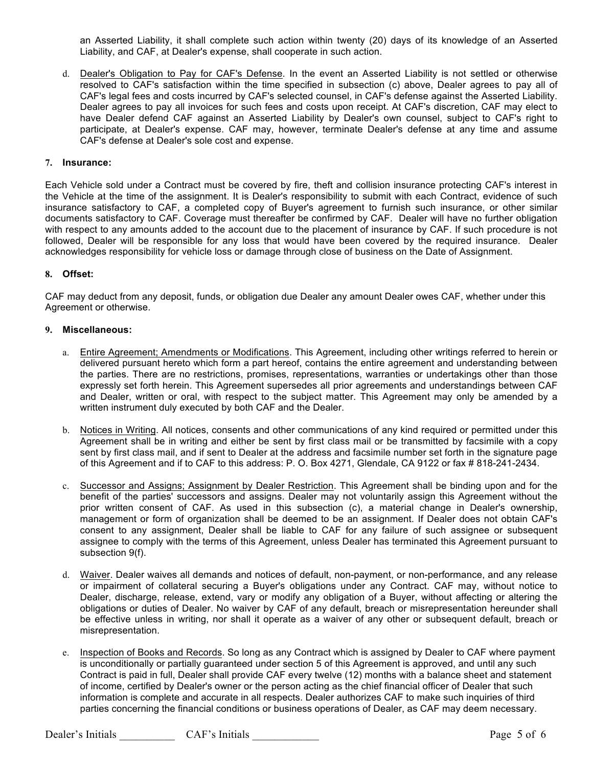an Asserted Liability, it shall complete such action within twenty (20) days of its knowledge of an Asserted Liability, and CAF, at Dealer's expense, shall cooperate in such action.

d. Dealer's Obligation to Pay for CAF's Defense. In the event an Asserted Liability is not settled or otherwise resolved to CAF's satisfaction within the time specified in subsection (c) above, Dealer agrees to pay all of CAF's legal fees and costs incurred by CAF's selected counsel, in CAF's defense against the Asserted Liability. Dealer agrees to pay all invoices for such fees and costs upon receipt. At CAF's discretion, CAF may elect to have Dealer defend CAF against an Asserted Liability by Dealer's own counsel, subject to CAF's right to participate, at Dealer's expense. CAF may, however, terminate Dealer's defense at any time and assume CAF's defense at Dealer's sole cost and expense.

**7. Insurance:**

Each Vehicle sold under a Contract must be covered by fire, theft and collision insurance protecting CAF's interest in the Vehicle at the time of the assignment. It is Dealer's responsibility to submit with each Contract, evidence of such insurance satisfactory to CAF, a completed copy of Buyer's agreement to furnish such insurance, or other similar documents satisfactory to CAF. Coverage must thereafter be confirmed by CAF. Dealer will have no further obligation with respect to any amounts added to the account due to the placement of insurance by CAF. If such procedure is not followed, Dealer will be responsible for any loss that would have been covered by the required insurance. Dealer acknowledges responsibility for vehicle loss or damage through close of business on the Date of Assignment.

**8. Offset:**

CAF may deduct from any deposit, funds, or obligation due Dealer any amount Dealer owes CAF, whether under this Agreement or otherwise.

**9. Miscellaneous:**

a. Entire Agreement; Amendments or Modifications. This Agreement, including other writings referred to herein or delivered pursuant hereto which form a part hereof, contains the entire agreement and understanding between the parties. There are no restrictions, promises, representations, warranties or undertakings other than those expressly set forth herein. This Agreement supersedes all prior agreements and understandings between CAF and Dealer, written or oral, with respect to the subject matter. This Agreement may only be amended by a written instrument duly executed by both CAF and the Dealer.

b. Notices in Writing. All notices, consents and other communications of any kind required or permitted under this Agreement shall be in writing and either be sent by first class mail or be transmitted by facsimile with a copy sent by first class mail, and if sent to Dealer at the address and facsimile number set forth in the signature page of this Agreement and if to CAF to this address: P. O. Box 4271, Glendale, CA 9122 or fax # 818-241-2434.

c. Successor and Assigns; Assignment by Dealer Restriction. This Agreement shall be binding upon and for the benefit of the parties' successors and assigns. Dealer may not voluntarily assign this Agreement without the prior written consent of CAF. As used in this subsection (c), a material change in Dealer's ownership, management or form of organization shall be deemed to be an assignment. If Dealer does not obtain CAF's consent to any assignment, Dealer shall be liable to CAF for any failure of such assignee or subsequent assignee to comply with the terms of this Agreement, unless Dealer has terminated this Agreement pursuant to subsection 9(f).

d. Waiver. Dealer waives all demands and notices of default, non-payment, or non-performance, and any release or impairment of collateral securing a Buyer's obligations under any Contract. CAF may, without notice to Dealer, discharge, release, extend, vary or modify any obligation of a Buyer, without affecting or altering the obligations or duties of Dealer. No waiver by CAF of any default, breach or misrepresentation hereunder shall be effective unless in writing, nor shall it operate as a waiver of any other or subsequent default, breach or misrepresentation.

e. Inspection of Books and Records. So long as any Contract which is assigned by Dealer to CAF where payment is unconditionally or partially guaranteed under section 5 of this Agreement is approved, and until any such Contract is paid in full, Dealer shall provide CAF every twelve (12) months with a balance sheet and statement of income, certified by Dealer's owner or the person acting as the chief financial officer of Dealer that such information is complete and accurate in all respects. Dealer authorizes CAF to make such inquiries of third parties concerning the financial conditions or business operations of Dealer, as CAF may deem necessary.

Dealer's Initials __________ CAF's Initials ____________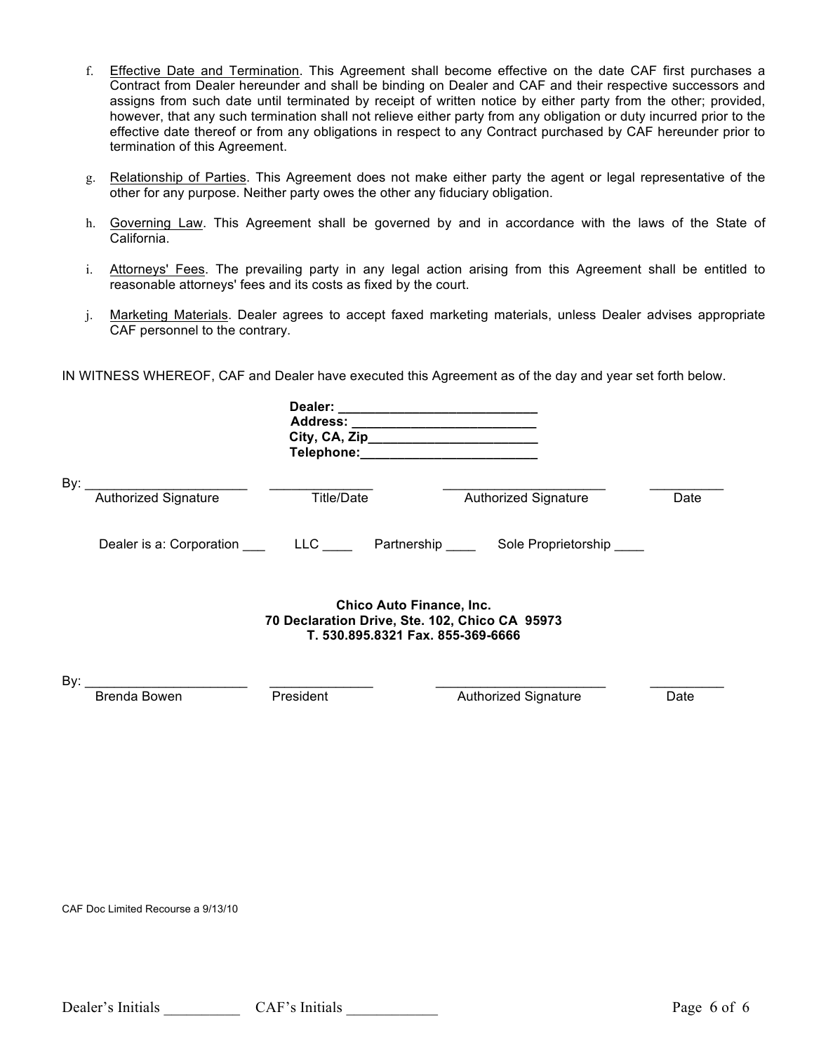f. Effective Date and Termination. This Agreement shall become effective on the date CAF first purchases a Contract from Dealer hereunder and shall be binding on Dealer and CAF and their respective successors and assigns from such date until terminated by receipt of written notice by either party from the other; provided, however, that any such termination shall not relieve either party from any obligation or duty incurred prior to the effective date thereof or from any obligations in respect to any Contract purchased by CAF hereunder prior to termination of this Agreement.

g. Relationship of Parties. This Agreement does not make either party the agent or legal representative of the other for any purpose. Neither party owes the other any fiduciary obligation.

h. Governing Law. This Agreement shall be governed by and in accordance with the laws of the State of California.

i. Attorneys' Fees. The prevailing party in any legal action arising from this Agreement shall be entitled to reasonable attorneys' fees and its costs as fixed by the court.

j. Marketing Materials. Dealer agrees to accept faxed marketing materials, unless Dealer advises appropriate CAF personnel to the contrary.

IN WITNESS WHEREOF, CAF and Dealer have executed this Agreement as of the day and year set forth below.

**Dealer: ___________________________**
**Address: _________________________**
**City, CA, Zip_______________________**
**Telephone:________________________**

By: ______________________ ______________ ______________________ __________
Authorized Signature Title/Date Authorized Signature Date

Dealer is a: Corporation ___ LLC ____ Partnership ____ Sole Proprietorship ____

**Chico Auto Finance, Inc.**
**70 Declaration Drive, Ste. 102, Chico CA 95973**
**T. 530.895.8321 Fax. 855-369-6666**

By: ______________________ ______________ ______________________ __________
Brenda Bowen President Authorized Signature Date

CAF Doc Limited Recourse a 9/13/10

Dealer's Initials __________ CAF's Initials ____________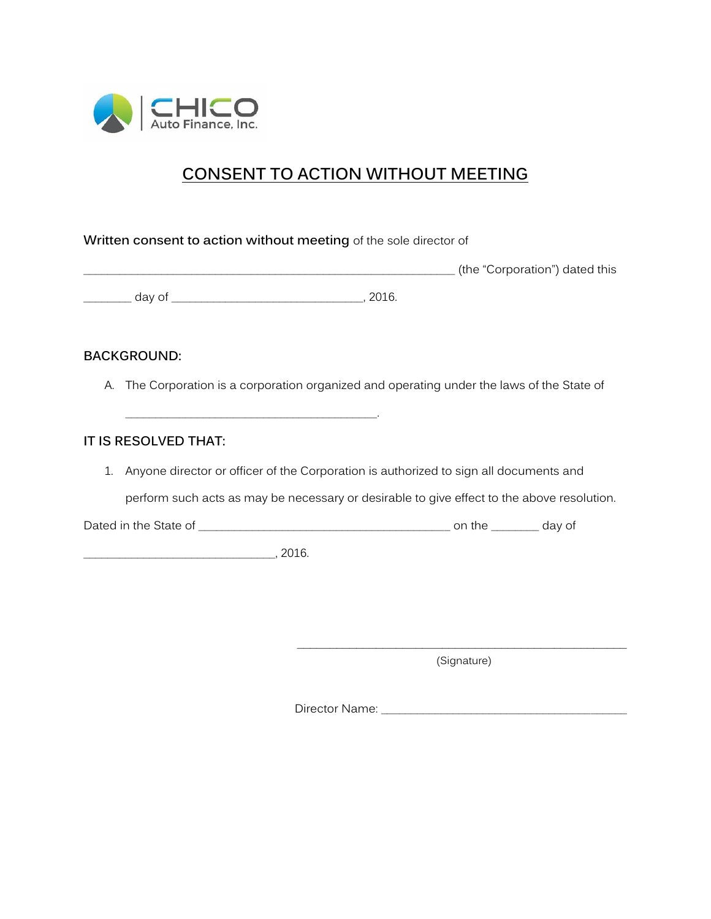CHICO Auto Finance, Inc.

# CONSENT TO ACTION WITHOUT MEETING

**Written consent to action without meeting** of the sole director of

____________________________________________________________ (the "Corporation") dated this

_______ day of _____________________________, 2016.

**BACKGROUND:**

A. The Corporation is a corporation organized and operating under the laws of the State of

______________________________________.

**IT IS RESOLVED THAT:**

1. Anyone director or officer of the Corporation is authorized to sign all documents and perform such acts as may be necessary or desirable to give effect to the above resolution.

Dated in the State of _____________________________________ on the _______ day of

_____________________________, 2016.

_________________________________________________

(Signature)

Director Name: _____________________________________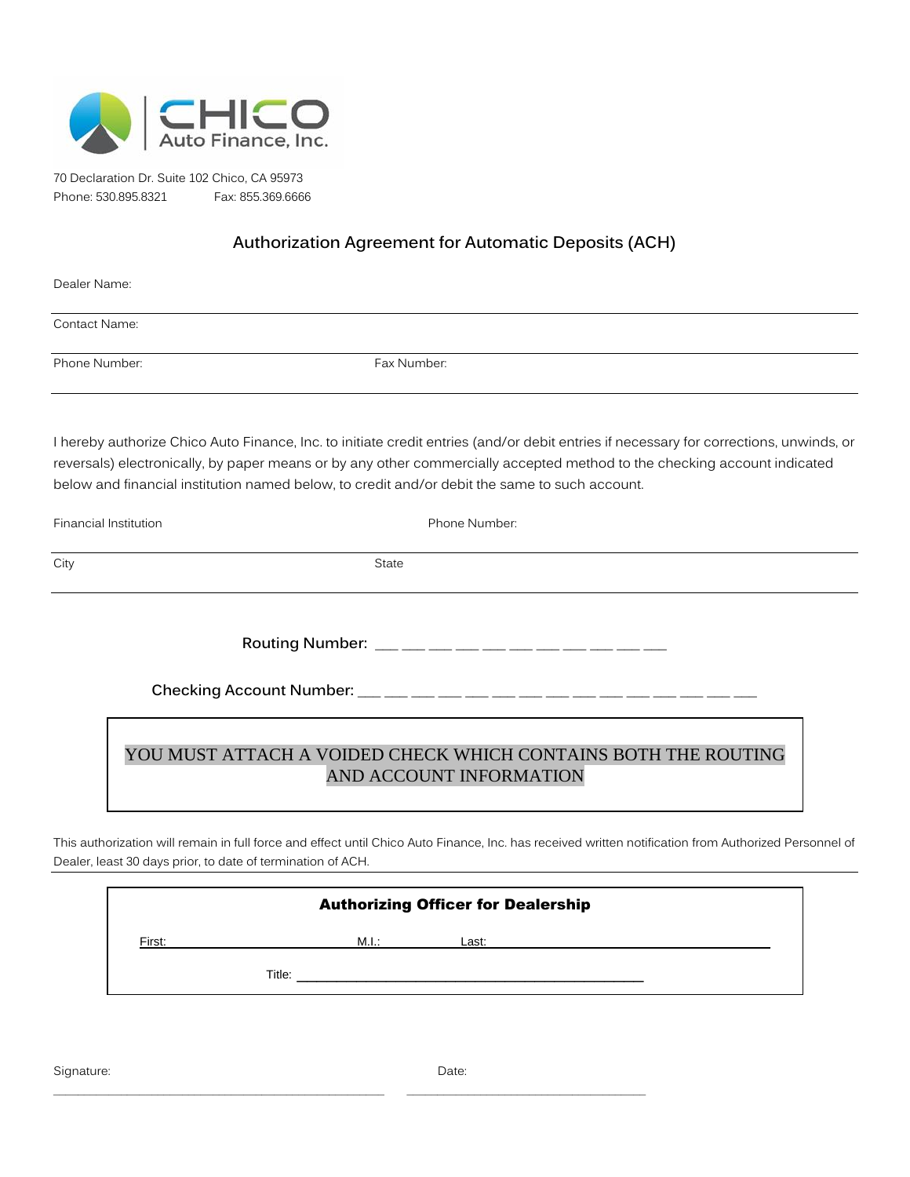CHICO Auto Finance, Inc.

70 Declaration Dr. Suite 102 Chico, CA 95973
Phone: 530.895.8321 Fax: 855.369.6666

## Authorization Agreement for Automatic Deposits (ACH)

Dealer Name:

Contact Name:

Phone Number: Fax Number:

I hereby authorize Chico Auto Finance, Inc. to initiate credit entries (and/or debit entries if necessary for corrections, unwinds, or reversals) electronically, by paper means or by any other commercially accepted method to the checking account indicated below and financial institution named below, to credit and/or debit the same to such account.

Financial Institution Phone Number:

City State

**Routing Number:** ___ ___ ___ ___ ___ ___ ___ ___ ___ ___ ___

**Checking Account Number:** ___ ___ ___ ___ ___ ___ ___ ___ ___ ___ ___ ___ ___ ___ ___ ___

YOU MUST ATTACH A VOIDED CHECK WHICH CONTAINS BOTH THE ROUTING AND ACCOUNT INFORMATION

This authorization will remain in full force and effect until Chico Auto Finance, Inc. has received written notification from Authorized Personnel of Dealer, least 30 days prior, to date of termination of ACH.

**Authorizing Officer for Dealership**

First: M.I.: Last:

Title:

Signature: Date: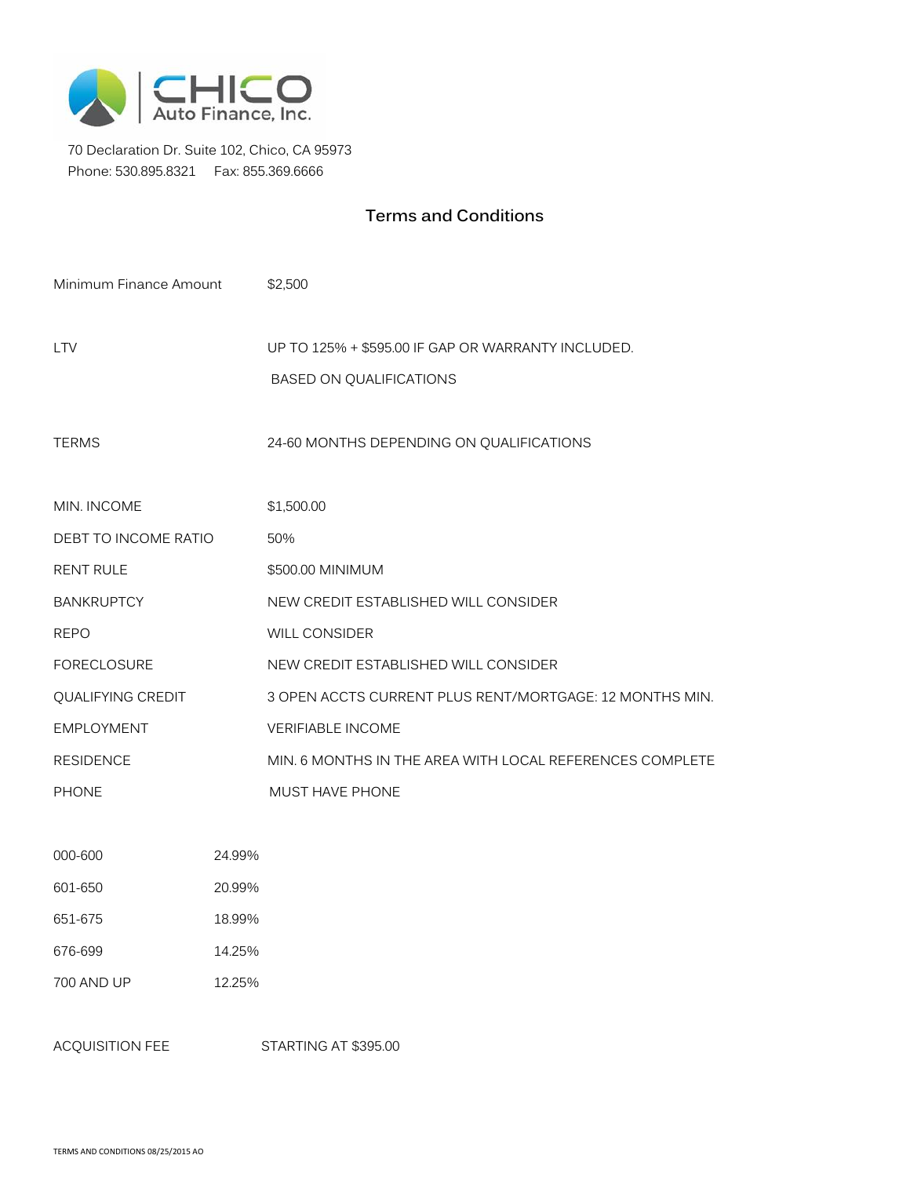CHICO Auto Finance, Inc.

70 Declaration Dr. Suite 102, Chico, CA 95973
Phone: 530.895.8321 Fax: 855.369.6666

## Terms and Conditions

| | |
|---|---|
| Minimum Finance Amount | $2,500 |
| LTV | UP TO 125% + $595.00 IF GAP OR WARRANTY INCLUDED. BASED ON QUALIFICATIONS |
| TERMS | 24-60 MONTHS DEPENDING ON QUALIFICATIONS |
| MIN. INCOME | $1,500.00 |
| DEBT TO INCOME RATIO | 50% |
| RENT RULE | $500.00 MINIMUM |
| BANKRUPTCY | NEW CREDIT ESTABLISHED WILL CONSIDER |
| REPO | WILL CONSIDER |
| FORECLOSURE | NEW CREDIT ESTABLISHED WILL CONSIDER |
| QUALIFYING CREDIT | 3 OPEN ACCTS CURRENT PLUS RENT/MORTGAGE: 12 MONTHS MIN. |
| EMPLOYMENT | VERIFIABLE INCOME |
| RESIDENCE | MIN. 6 MONTHS IN THE AREA WITH LOCAL REFERENCES COMPLETE |
| PHONE | MUST HAVE PHONE |

| | |
|---|---|
| 000-600 | 24.99% |
| 601-650 | 20.99% |
| 651-675 | 18.99% |
| 676-699 | 14.25% |
| 700 AND UP | 12.25% |

ACQUISITION FEE STARTING AT $395.00

TERMS AND CONDITIONS 08/25/2015 AO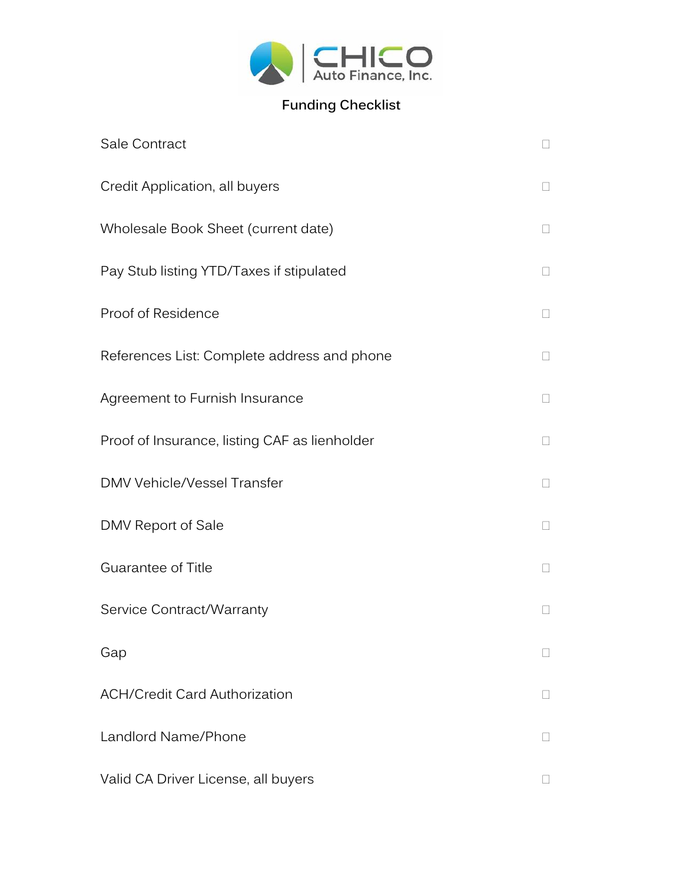CHICO Auto Finance, Inc.

# Funding Checklist

- [ ] Sale Contract
- [ ] Credit Application, all buyers
- [ ] Wholesale Book Sheet (current date)
- [ ] Pay Stub listing YTD/Taxes if stipulated
- [ ] Proof of Residence
- [ ] References List: Complete address and phone
- [ ] Agreement to Furnish Insurance
- [ ] Proof of Insurance, listing CAF as lienholder
- [ ] DMV Vehicle/Vessel Transfer
- [ ] DMV Report of Sale
- [ ] Guarantee of Title
- [ ] Service Contract/Warranty
- [ ] Gap
- [ ] ACH/Credit Card Authorization
- [ ] Landlord Name/Phone
- [ ] Valid CA Driver License, all buyers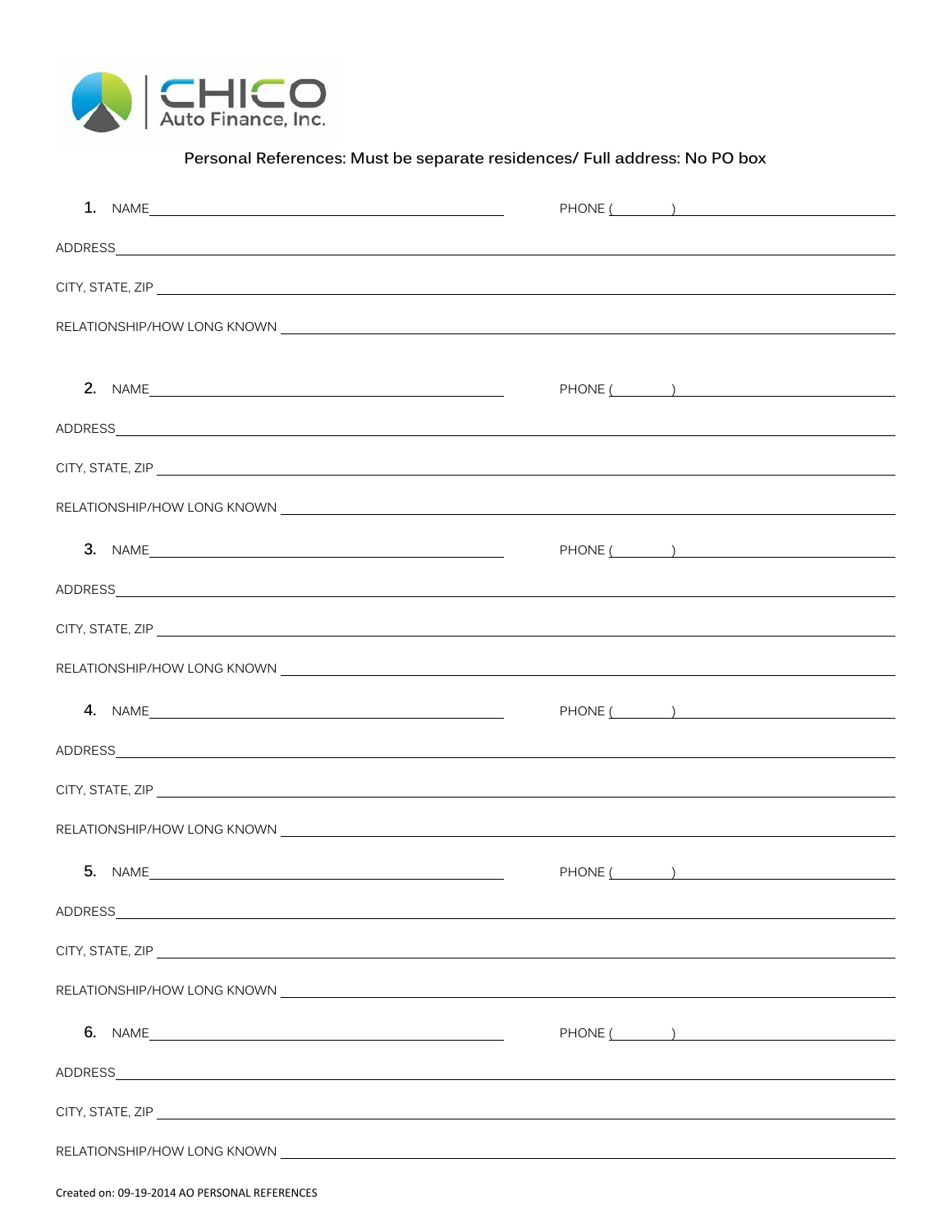CHICO Auto Finance, Inc.

## Personal References: Must be separate residences/ Full address: No PO box

**1.** NAME\_\_\_\_\_\_\_\_\_\_\_\_\_\_\_\_\_\_\_\_\_\_\_\_\_\_\_\_ PHONE (\_\_\_\_\_)\_\_\_\_\_\_\_\_\_\_\_\_\_\_\_\_

ADDRESS\_\_\_\_\_\_\_\_\_\_\_\_\_\_\_\_\_\_\_\_\_\_\_\_\_\_\_\_\_\_\_\_\_\_\_\_\_\_\_\_

CITY, STATE, ZIP \_\_\_\_\_\_\_\_\_\_\_\_\_\_\_\_\_\_\_\_\_\_\_\_\_\_\_\_\_\_\_\_\_\_\_\_

RELATIONSHIP/HOW LONG KNOWN \_\_\_\_\_\_\_\_\_\_\_\_\_\_\_\_\_\_\_\_\_\_\_\_\_\_\_\_

**2.** NAME\_\_\_\_\_\_\_\_\_\_\_\_\_\_\_\_\_\_\_\_\_\_\_\_\_\_\_\_ PHONE (\_\_\_\_\_)\_\_\_\_\_\_\_\_\_\_\_\_\_\_\_\_

ADDRESS\_\_\_\_\_\_\_\_\_\_\_\_\_\_\_\_\_\_\_\_\_\_\_\_\_\_\_\_\_\_\_\_\_\_\_\_\_\_\_\_

CITY, STATE, ZIP \_\_\_\_\_\_\_\_\_\_\_\_\_\_\_\_\_\_\_\_\_\_\_\_\_\_\_\_\_\_\_\_\_\_\_\_

RELATIONSHIP/HOW LONG KNOWN \_\_\_\_\_\_\_\_\_\_\_\_\_\_\_\_\_\_\_\_\_\_\_\_\_\_\_\_

**3.** NAME\_\_\_\_\_\_\_\_\_\_\_\_\_\_\_\_\_\_\_\_\_\_\_\_\_\_\_\_ PHONE (\_\_\_\_\_)\_\_\_\_\_\_\_\_\_\_\_\_\_\_\_\_

ADDRESS\_\_\_\_\_\_\_\_\_\_\_\_\_\_\_\_\_\_\_\_\_\_\_\_\_\_\_\_\_\_\_\_\_\_\_\_\_\_\_\_

CITY, STATE, ZIP \_\_\_\_\_\_\_\_\_\_\_\_\_\_\_\_\_\_\_\_\_\_\_\_\_\_\_\_\_\_\_\_\_\_\_\_

RELATIONSHIP/HOW LONG KNOWN \_\_\_\_\_\_\_\_\_\_\_\_\_\_\_\_\_\_\_\_\_\_\_\_\_\_\_\_

**4.** NAME\_\_\_\_\_\_\_\_\_\_\_\_\_\_\_\_\_\_\_\_\_\_\_\_\_\_\_\_ PHONE (\_\_\_\_\_)\_\_\_\_\_\_\_\_\_\_\_\_\_\_\_\_

ADDRESS\_\_\_\_\_\_\_\_\_\_\_\_\_\_\_\_\_\_\_\_\_\_\_\_\_\_\_\_\_\_\_\_\_\_\_\_\_\_\_\_

CITY, STATE, ZIP \_\_\_\_\_\_\_\_\_\_\_\_\_\_\_\_\_\_\_\_\_\_\_\_\_\_\_\_\_\_\_\_\_\_\_\_

RELATIONSHIP/HOW LONG KNOWN \_\_\_\_\_\_\_\_\_\_\_\_\_\_\_\_\_\_\_\_\_\_\_\_\_\_\_\_

**5.** NAME\_\_\_\_\_\_\_\_\_\_\_\_\_\_\_\_\_\_\_\_\_\_\_\_\_\_\_\_ PHONE (\_\_\_\_\_)\_\_\_\_\_\_\_\_\_\_\_\_\_\_\_\_

ADDRESS\_\_\_\_\_\_\_\_\_\_\_\_\_\_\_\_\_\_\_\_\_\_\_\_\_\_\_\_\_\_\_\_\_\_\_\_\_\_\_\_

CITY, STATE, ZIP \_\_\_\_\_\_\_\_\_\_\_\_\_\_\_\_\_\_\_\_\_\_\_\_\_\_\_\_\_\_\_\_\_\_\_\_

RELATIONSHIP/HOW LONG KNOWN \_\_\_\_\_\_\_\_\_\_\_\_\_\_\_\_\_\_\_\_\_\_\_\_\_\_\_\_

**6.** NAME\_\_\_\_\_\_\_\_\_\_\_\_\_\_\_\_\_\_\_\_\_\_\_\_\_\_\_\_ PHONE (\_\_\_\_\_)\_\_\_\_\_\_\_\_\_\_\_\_\_\_\_\_

ADDRESS\_\_\_\_\_\_\_\_\_\_\_\_\_\_\_\_\_\_\_\_\_\_\_\_\_\_\_\_\_\_\_\_\_\_\_\_\_\_\_\_

CITY, STATE, ZIP \_\_\_\_\_\_\_\_\_\_\_\_\_\_\_\_\_\_\_\_\_\_\_\_\_\_\_\_\_\_\_\_\_\_\_\_

RELATIONSHIP/HOW LONG KNOWN \_\_\_\_\_\_\_\_\_\_\_\_\_\_\_\_\_\_\_\_\_\_\_\_\_\_\_\_

Created on: 09-19-2014 AO PERSONAL REFERENCES